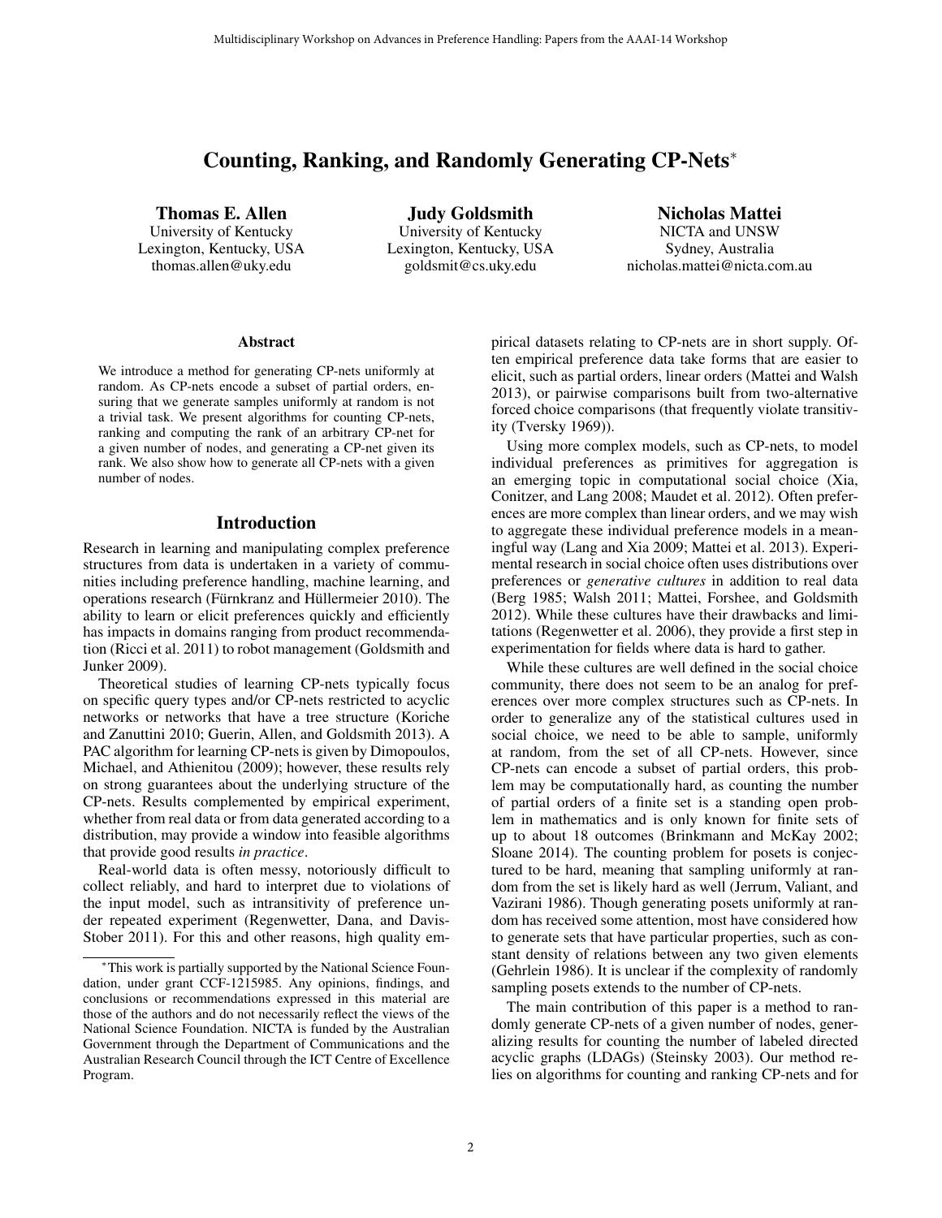# Counting, Ranking, and Randomly Generating CP-Nets[*]

**Thomas E. Allen**
University of Kentucky
Lexington, Kentucky, USA
thomas.allen@uky.edu

**Judy Goldsmith**
University of Kentucky
Lexington, Kentucky, USA
goldsmit@cs.uky.edu

**Nicholas Mattei**
NICTA and UNSW
Sydney, Australia
nicholas.mattei@nicta.com.au

### Abstract

We introduce a method for generating CP-nets uniformly at random. As CP-nets encode a subset of partial orders, ensuring that we generate samples uniformly at random is not a trivial task. We present algorithms for counting CP-nets, ranking and computing the rank of an arbitrary CP-net for a given number of nodes, and generating a CP-net given its rank. We also show how to generate all CP-nets with a given number of nodes.

## Introduction

Research in learning and manipulating complex preference structures from data is undertaken in a variety of communities including preference handling, machine learning, and operations research (Fürnkranz and Hüllermeier 2010). The ability to learn or elicit preferences quickly and efficiently has impacts in domains ranging from product recommendation (Ricci et al. 2011) to robot management (Goldsmith and Junker 2009).

Theoretical studies of learning CP-nets typically focus on specific query types and/or CP-nets restricted to acyclic networks or networks that have a tree structure (Koriche and Zanuttini 2010; Guerin, Allen, and Goldsmith 2013). A PAC algorithm for learning CP-nets is given by Dimopoulos, Michael, and Athienitou (2009); however, these results rely on strong guarantees about the underlying structure of the CP-nets. Results complemented by empirical experiment, whether from real data or from data generated according to a distribution, may provide a window into feasible algorithms that provide good results *in practice*.

Real-world data is often messy, notoriously difficult to collect reliably, and hard to interpret due to violations of the input model, such as intransitivity of preference under repeated experiment (Regenwetter, Dana, and Davis-Stober 2011). For this and other reasons, high quality empirical datasets relating to CP-nets are in short supply. Often empirical preference data take forms that are easier to elicit, such as partial orders, linear orders (Mattei and Walsh 2013), or pairwise comparisons built from two-alternative forced choice comparisons (that frequently violate transitivity (Tversky 1969)).

Using more complex models, such as CP-nets, to model individual preferences as primitives for aggregation is an emerging topic in computational social choice (Xia, Conitzer, and Lang 2008; Maudet et al. 2012). Often preferences are more complex than linear orders, and we may wish to aggregate these individual preference models in a meaningful way (Lang and Xia 2009; Mattei et al. 2013). Experimental research in social choice often uses distributions over preferences or *generative cultures* in addition to real data (Berg 1985; Walsh 2011; Mattei, Forshee, and Goldsmith 2012). While these cultures have their drawbacks and limitations (Regenwetter et al. 2006), they provide a first step in experimentation for fields where data is hard to gather.

While these cultures are well defined in the social choice community, there does not seem to be an analog for preferences over more complex structures such as CP-nets. In order to generalize any of the statistical cultures used in social choice, we need to be able to sample, uniformly at random, from the set of all CP-nets. However, since CP-nets can encode a subset of partial orders, this problem may be computationally hard, as counting the number of partial orders of a finite set is a standing open problem in mathematics and is only known for finite sets of up to about 18 outcomes (Brinkmann and McKay 2002; Sloane 2014). The counting problem for posets is conjectured to be hard, meaning that sampling uniformly at random from the set is likely hard as well (Jerrum, Valiant, and Vazirani 1986). Though generating posets uniformly at random has received some attention, most have considered how to generate sets that have particular properties, such as constant density of relations between any two given elements (Gehrlein 1986). It is unclear if the complexity of randomly sampling posets extends to the number of CP-nets.

The main contribution of this paper is a method to randomly generate CP-nets of a given number of nodes, generalizing results for counting the number of labeled directed acyclic graphs (LDAGs) (Steinsky 2003). Our method relies on algorithms for counting and ranking CP-nets and for

[*]This work is partially supported by the National Science Foundation, under grant CCF-1215985. Any opinions, findings, and conclusions or recommendations expressed in this material are those of the authors and do not necessarily reflect the views of the National Science Foundation. NICTA is funded by the Australian Government through the Department of Communications and the Australian Research Council through the ICT Centre of Excellence Program.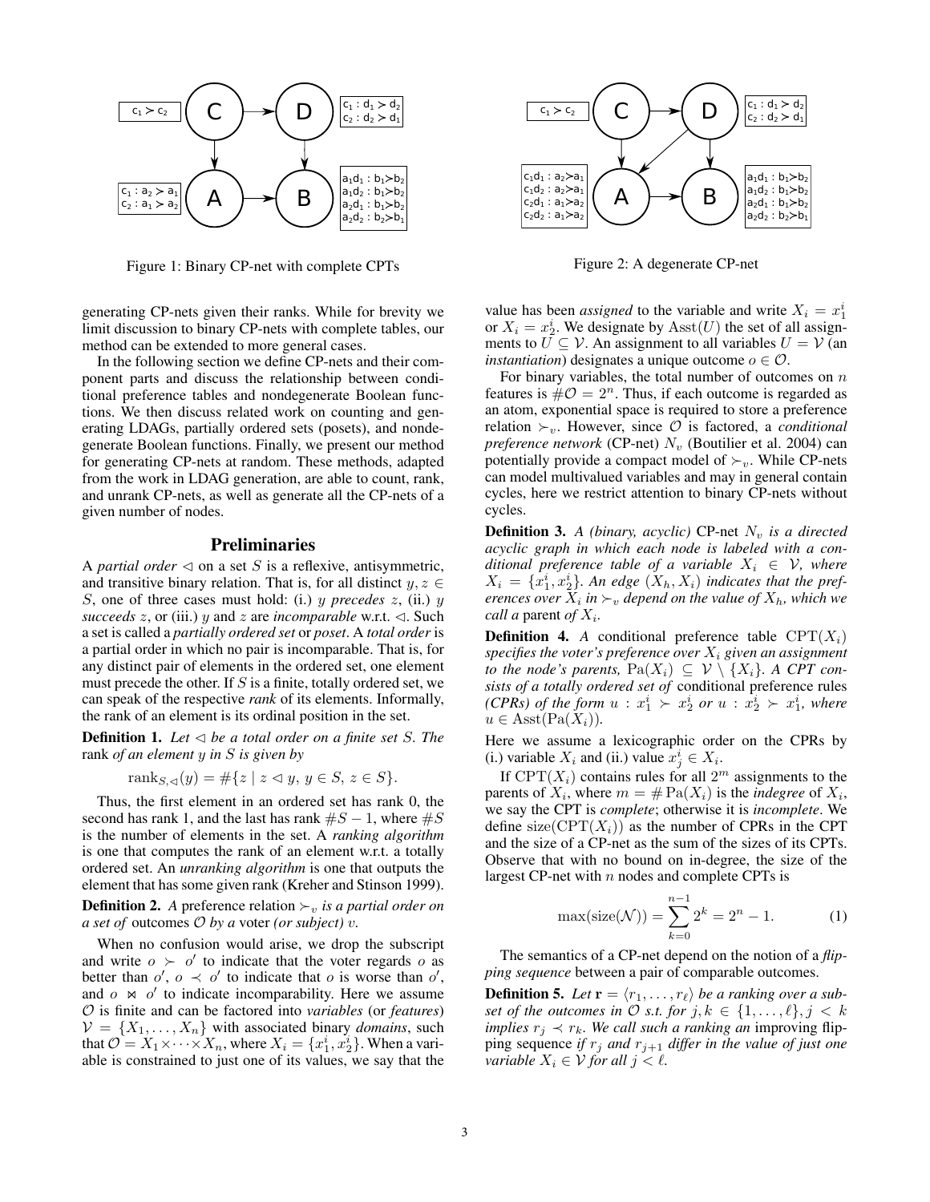c₁ ≻ c₂

C → D, C → A, D → B, A → B

$c_1 : d_1 \succ d_2$
$c_2 : d_2 \succ d_1$

$c_1 : a_2 \succ a_1$
$c_2 : a_1 \succ a_2$

$a_1d_1 : b_1 \succ b_2$
$a_1d_2 : b_1 \succ b_2$
$a_2d_1 : b_1 \succ b_2$
$a_2d_2 : b_2 \succ b_1$

Figure 1: Binary CP-net with complete CPTs

$c_1 \succ c_2$

$c_1 : d_1 \succ d_2$
$c_2 : d_2 \succ d_1$

$c_1d_1 : a_2 \succ a_1$
$c_1d_2 : a_2 \succ a_1$
$c_2d_1 : a_1 \succ a_2$
$c_2d_2 : a_1 \succ a_2$

$a_1d_1 : b_1 \succ b_2$
$a_1d_2 : b_1 \succ b_2$
$a_2d_1 : b_1 \succ b_2$
$a_2d_2 : b_2 \succ b_1$

Figure 2: A degenerate CP-net

generating CP-nets given their ranks. While for brevity we limit discussion to binary CP-nets with complete tables, our method can be extended to more general cases.

In the following section we define CP-nets and their component parts and discuss the relationship between conditional preference tables and nondegenerate Boolean functions. We then discuss related work on counting and generating LDAGs, partially ordered sets (posets), and nondegenerate Boolean functions. Finally, we present our method for generating CP-nets at random. These methods, adapted from the work in LDAG generation, are able to count, rank, and unrank CP-nets, as well as generate all the CP-nets of a given number of nodes.

## Preliminaries

A *partial order* $\lhd$ on a set $S$ is a reflexive, antisymmetric, and transitive binary relation. That is, for all distinct $y, z \in S$, one of three cases must hold: (i.) $y$ *precedes* $z$, (ii.) $y$ *succeeds* $z$, or (iii.) $y$ and $z$ are *incomparable* w.r.t. $\lhd$. Such a set is called a *partially ordered set* or *poset*. A *total order* is a partial order in which no pair is incomparable. That is, for any distinct pair of elements in the ordered set, one element must precede the other. If $S$ is a finite, totally ordered set, we can speak of the respective *rank* of its elements. Informally, the rank of an element is its ordinal position in the set.

**Definition 1.** *Let $\lhd$ be a total order on a finite set $S$. The* rank *of an element $y$ in $S$ is given by*

$$\mathrm{rank}_{S,\lhd}(y) = \#\{z \mid z \lhd y,\, y \in S,\, z \in S\}.$$

Thus, the first element in an ordered set has rank 0, the second has rank 1, and the last has rank $\#S - 1$, where $\#S$ is the number of elements in the set. A *ranking algorithm* is one that computes the rank of an element w.r.t. a totally ordered set. An *unranking algorithm* is one that outputs the element that has some given rank (Kreher and Stinson 1999).

**Definition 2.** *A* preference relation $\succ_v$ *is a partial order on a set of* outcomes $\mathcal{O}$ *by a* voter *(or subject)* $v$.

When no confusion would arise, we drop the subscript and write $o \succ o'$ to indicate that the voter regards $o$ as better than $o'$, $o \prec o'$ to indicate that $o$ is worse than $o'$, and $o \bowtie o'$ to indicate incomparability. Here we assume $\mathcal{O}$ is finite and can be factored into *variables* (or *features*) $\mathcal{V} = \{X_1, \ldots, X_n\}$ with associated binary *domains*, such that $\mathcal{O} = X_1 \times \cdots \times X_n$, where $X_i = \{x_1^i, x_2^i\}$. When a variable is constrained to just one of its values, we say that the value has been *assigned* to the variable and write $X_i = x_1^i$ or $X_i = x_2^i$. We designate by $\mathrm{Asst}(U)$ the set of all assignments to $U \subseteq \mathcal{V}$. An assignment to all variables $U = \mathcal{V}$ (an *instantiation*) designates a unique outcome $o \in \mathcal{O}$.

For binary variables, the total number of outcomes on $n$ features is $\#\mathcal{O} = 2^n$. Thus, if each outcome is regarded as an atom, exponential space is required to store a preference relation $\succ_v$. However, since $\mathcal{O}$ is factored, a *conditional preference network* (CP-net) $N_v$ (Boutilier et al. 2004) can potentially provide a compact model of $\succ_v$. While CP-nets can model multivalued variables and may in general contain cycles, here we restrict attention to binary CP-nets without cycles.

**Definition 3.** *A (binary, acyclic)* CP-net $N_v$ *is a directed acyclic graph in which each node is labeled with a conditional preference table of a variable $X_i \in \mathcal{V}$, where $X_i = \{x_1^i, x_2^i\}$. An edge $(X_h, X_i)$ indicates that the preferences over $X_i$ in $\succ_v$ depend on the value of $X_h$, which we call a* parent *of $X_i$.*

**Definition 4.** *A* conditional preference table $\mathrm{CPT}(X_i)$ *specifies the voter's preference over $X_i$ given an assignment to the node's parents, $\mathrm{Pa}(X_i) \subseteq \mathcal{V} \setminus \{X_i\}$. A CPT consists of a totally ordered set of* conditional preference rules *(CPRs) of the form $u : x_1^i \succ x_2^i$ or $u : x_2^i \succ x_1^i$, where $u \in \mathrm{Asst}(\mathrm{Pa}(X_i))$.*

Here we assume a lexicographic order on the CPRs by (i.) variable $X_i$ and (ii.) value $x_j^i \in X_i$.

If $\mathrm{CPT}(X_i)$ contains rules for all $2^m$ assignments to the parents of $X_i$, where $m = \#\,\mathrm{Pa}(X_i)$ is the *indegree* of $X_i$, we say the CPT is *complete*; otherwise it is *incomplete*. We define $\mathrm{size}(\mathrm{CPT}(X_i))$ as the number of CPRs in the CPT and the size of a CP-net as the sum of the sizes of its CPTs. Observe that with no bound on in-degree, the size of the largest CP-net with $n$ nodes and complete CPTs is

$$\max(\mathrm{size}(\mathcal{N})) = \sum_{k=0}^{n-1} 2^k = 2^n - 1. \tag{1}$$

The semantics of a CP-net depend on the notion of a *flipping sequence* between a pair of comparable outcomes.

**Definition 5.** *Let $\mathbf{r} = \langle r_1, \ldots, r_\ell \rangle$ be a ranking over a subset of the outcomes in $\mathcal{O}$ s.t. for $j, k \in \{1, \ldots, \ell\}, j < k$ implies $r_j \prec r_k$. We call such a ranking an* improving flipping sequence *if $r_j$ and $r_{j+1}$ differ in the value of just one variable $X_i \in \mathcal{V}$ for all $j < \ell$.*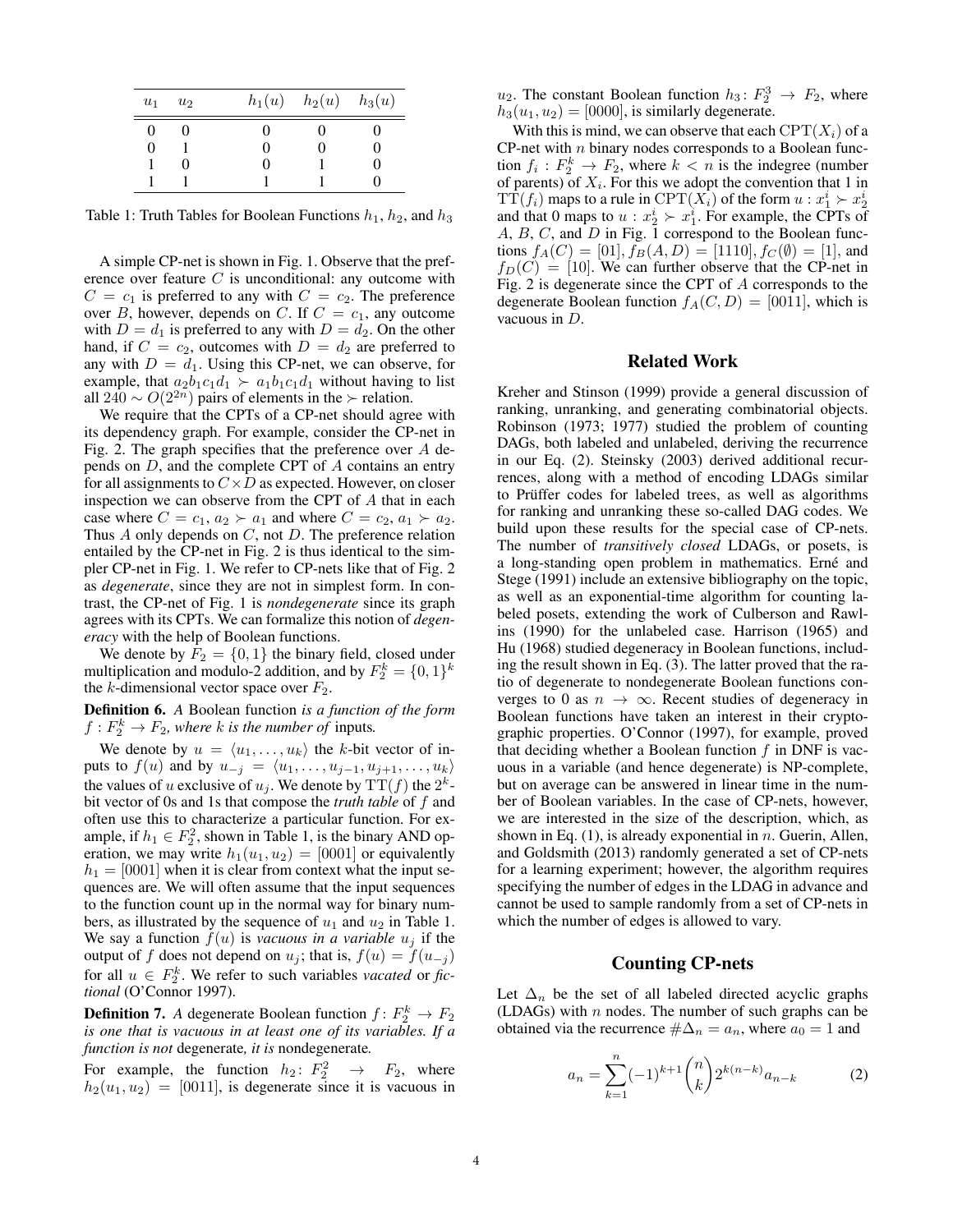| $u_1$ | $u_2$ | $h_1(u)$ | $h_2(u)$ | $h_3(u)$ |
|---|---|---|---|---|
| 0 | 0 | 0 | 0 | 0 |
| 0 | 1 | 0 | 0 | 0 |
| 1 | 0 | 0 | 1 | 0 |
| 1 | 1 | 1 | 1 | 0 |

Table 1: Truth Tables for Boolean Functions $h_1$, $h_2$, and $h_3$

A simple CP-net is shown in Fig. 1. Observe that the preference over feature $C$ is unconditional: any outcome with $C = c_1$ is preferred to any with $C = c_2$. The preference over $B$, however, depends on $C$. If $C = c_1$, any outcome with $D = d_1$ is preferred to any with $D = d_2$. On the other hand, if $C = c_2$, outcomes with $D = d_2$ are preferred to any with $D = d_1$. Using this CP-net, we can observe, for example, that $a_2b_1c_1d_1 \succ a_1b_1c_1d_1$ without having to list all $240 \sim O(2^{2n})$ pairs of elements in the $\succ$ relation.

We require that the CPTs of a CP-net should agree with its dependency graph. For example, consider the CP-net in Fig. 2. The graph specifies that the preference over $A$ depends on $D$, and the complete CPT of $A$ contains an entry for all assignments to $C \times D$ as expected. However, on closer inspection we can observe from the CPT of $A$ that in each case where $C = c_1$, $a_2 \succ a_1$ and where $C = c_2$, $a_1 \succ a_2$. Thus $A$ only depends on $C$, not $D$. The preference relation entailed by the CP-net in Fig. 2 is thus identical to the simpler CP-net in Fig. 1. We refer to CP-nets like that of Fig. 2 as *degenerate*, since they are not in simplest form. In contrast, the CP-net of Fig. 1 is *nondegenerate* since its graph agrees with its CPTs. We can formalize this notion of *degeneracy* with the help of Boolean functions.

We denote by $F_2 = \{0, 1\}$ the binary field, closed under multiplication and modulo-2 addition, and by $F_2^k = \{0, 1\}^k$ the $k$-dimensional vector space over $F_2$.

**Definition 6.** *A* Boolean function *is a function of the form $f : F_2^k \to F_2$, where $k$ is the number of* inputs*.*

We denote by $u = \langle u_1, \ldots, u_k \rangle$ the $k$-bit vector of inputs to $f(u)$ and by $u_{-j} = \langle u_1, \ldots, u_{j-1}, u_{j+1}, \ldots, u_k \rangle$ the values of $u$ exclusive of $u_j$. We denote by $\mathrm{TT}(f)$ the $2^k$-bit vector of 0s and 1s that compose the *truth table* of $f$ and often use this to characterize a particular function. For example, if $h_1 \in F_2^2$, shown in Table 1, is the binary AND operation, we may write $h_1(u_1, u_2) = [0001]$ or equivalently $h_1 = [0001]$ when it is clear from context what the input sequences are. We will often assume that the input sequences to the function count up in the normal way for binary numbers, as illustrated by the sequence of $u_1$ and $u_2$ in Table 1. We say a function $f(u)$ is *vacuous in a variable* $u_j$ if the output of $f$ does not depend on $u_j$; that is, $f(u) = f(u_{-j})$ for all $u \in F_2^k$. We refer to such variables *vacated* or *fictional* (O'Connor 1997).

**Definition 7.** *A* degenerate *Boolean function $f\colon F_2^k \to F_2$ is one that is vacuous in at least one of its variables. If a function is not* degenerate*, it is* nondegenerate*.*

For example, the function $h_2\colon F_2^2 \to F_2$, where $h_2(u_1, u_2) = [0011]$, is degenerate since it is vacuous in $u_2$. The constant Boolean function $h_3\colon F_2^3 \to F_2$, where $h_3(u_1, u_2) = [0000]$, is similarly degenerate.

With this is mind, we can observe that each $\mathrm{CPT}(X_i)$ of a CP-net with $n$ binary nodes corresponds to a Boolean function $f_i : F_2^k \to F_2$, where $k < n$ is the indegree (number of parents) of $X_i$. For this we adopt the convention that 1 in $\mathrm{TT}(f_i)$ maps to a rule in $\mathrm{CPT}(X_i)$ of the form $u : x_1^i \succ x_2^i$ and that 0 maps to $u : x_2^i \succ x_1^i$. For example, the CPTs of $A$, $B$, $C$, and $D$ in Fig. 1 correspond to the Boolean functions $f_A(C) = [01]$, $f_B(A, D) = [1110]$, $f_C(\emptyset) = [1]$, and $f_D(C) = [10]$. We can further observe that the CP-net in Fig. 2 is degenerate since the CPT of $A$ corresponds to the degenerate Boolean function $f_A(C, D) = [0011]$, which is vacuous in $D$.

## Related Work

Kreher and Stinson (1999) provide a general discussion of ranking, unranking, and generating combinatorial objects. Robinson (1973; 1977) studied the problem of counting DAGs, both labeled and unlabeled, deriving the recurrence in our Eq. (2). Steinsky (2003) derived additional recurrences, along with a method of encoding LDAGs similar to Prüffer codes for labeled trees, as well as algorithms for ranking and unranking these so-called DAG codes. We build upon these results for the special case of CP-nets. The number of *transitively closed* LDAGs, or posets, is a long-standing open problem in mathematics. Erné and Stege (1991) include an extensive bibliography on the topic, as well as an exponential-time algorithm for counting labeled posets, extending the work of Culberson and Rawlins (1990) for the unlabeled case. Harrison (1965) and Hu (1968) studied degeneracy in Boolean functions, including the result shown in Eq. (3). The latter proved that the ratio of degenerate to nondegenerate Boolean functions converges to 0 as $n \to \infty$. Recent studies of degeneracy in Boolean functions have taken an interest in their cryptographic properties. O'Connor (1997), for example, proved that deciding whether a Boolean function $f$ in DNF is vacuous in a variable (and hence degenerate) is NP-complete, but on average can be answered in linear time in the number of Boolean variables. In the case of CP-nets, however, we are interested in the size of the description, which, as shown in Eq. (1), is already exponential in $n$. Guerin, Allen, and Goldsmith (2013) randomly generated a set of CP-nets for a learning experiment; however, the algorithm requires specifying the number of edges in the LDAG in advance and cannot be used to sample randomly from a set of CP-nets in which the number of edges is allowed to vary.

## Counting CP-nets

Let $\Delta_n$ be the set of all labeled directed acyclic graphs (LDAGs) with $n$ nodes. The number of such graphs can be obtained via the recurrence $\#\Delta_n = a_n$, where $a_0 = 1$ and

$$a_n = \sum_{k=1}^{n} (-1)^{k+1} \binom{n}{k} 2^{k(n-k)} a_{n-k} \tag{2}$$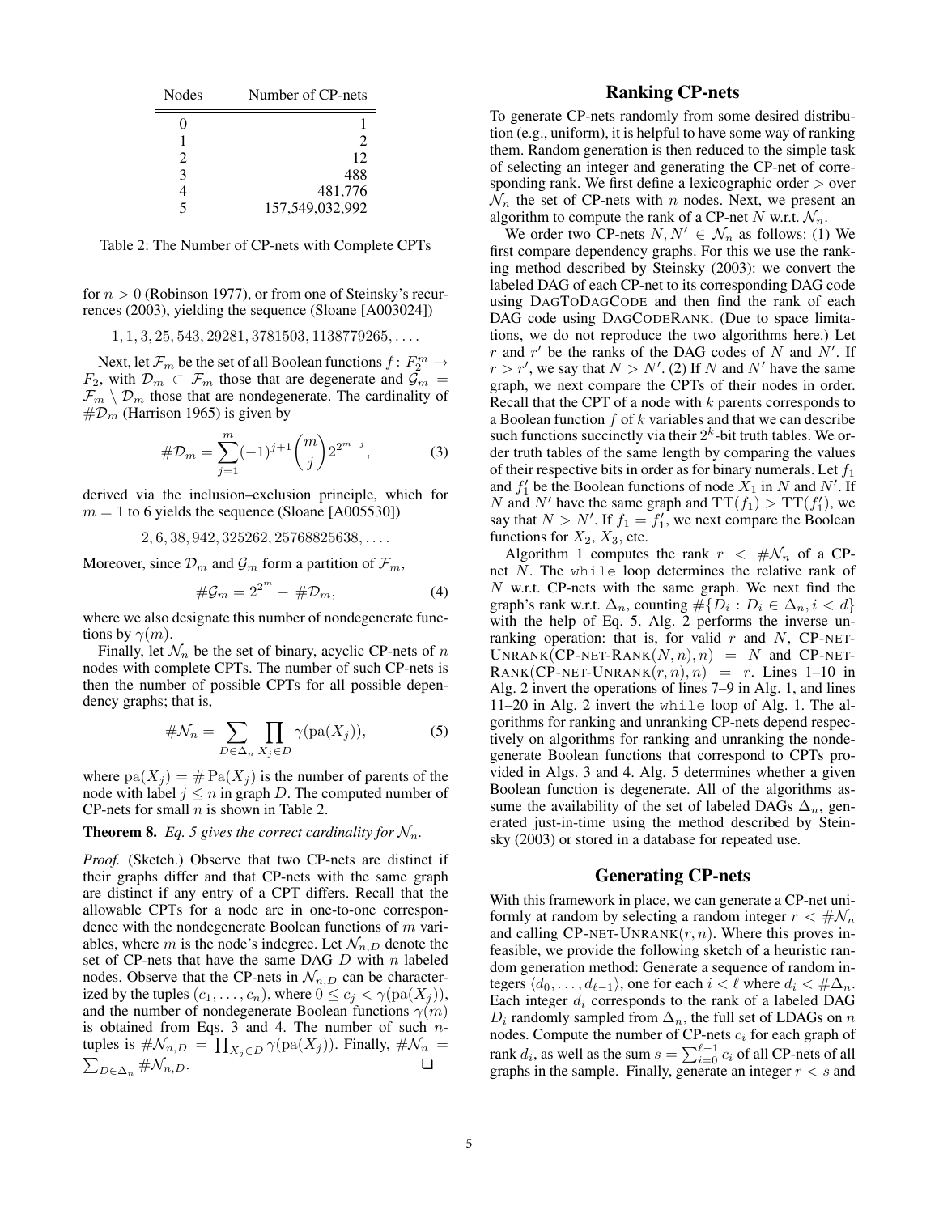| Nodes | Number of CP-nets |
|---|---|
| 0 | 1 |
| 1 | 2 |
| 2 | 12 |
| 3 | 488 |
| 4 | 481,776 |
| 5 | 157,549,032,992 |

Table 2: The Number of CP-nets with Complete CPTs

for $n > 0$ (Robinson 1977), or from one of Steinsky's recurrences (2003), yielding the sequence (Sloane [A003024])

$$1, 1, 3, 25, 543, 29281, 3781503, 1138779265, \ldots.$$

Next, let $\mathcal{F}_m$ be the set of all Boolean functions $f\colon F_2^m \to F_2$, with $\mathcal{D}_m \subset \mathcal{F}_m$ those that are degenerate and $\mathcal{G}_m = \mathcal{F}_m \setminus \mathcal{D}_m$ those that are nondegenerate. The cardinality of $\#\mathcal{D}_m$ (Harrison 1965) is given by

$$\#\mathcal{D}_m = \sum_{j=1}^{m} (-1)^{j+1} \binom{m}{j} 2^{2^{m-j}}, \tag{3}$$

derived via the inclusion–exclusion principle, which for $m = 1$ to 6 yields the sequence (Sloane [A005530])

$$2, 6, 38, 942, 325262, 25768825638, \ldots.$$

Moreover, since $\mathcal{D}_m$ and $\mathcal{G}_m$ form a partition of $\mathcal{F}_m$,

$$\#\mathcal{G}_m = 2^{2^m} - \#\mathcal{D}_m, \tag{4}$$

where we also designate this number of nondegenerate functions by $\gamma(m)$.

Finally, let $\mathcal{N}_n$ be the set of binary, acyclic CP-nets of $n$ nodes with complete CPTs. The number of such CP-nets is then the number of possible CPTs for all possible dependency graphs; that is,

$$\#\mathcal{N}_n = \sum_{D \in \Delta_n} \prod_{X_j \in D} \gamma(\mathrm{pa}(X_j)), \tag{5}$$

where $\mathrm{pa}(X_j) = \#\,\mathrm{Pa}(X_j)$ is the number of parents of the node with label $j \le n$ in graph $D$. The computed number of CP-nets for small $n$ is shown in Table 2.

**Theorem 8.** *Eq. 5 gives the correct cardinality for $\mathcal{N}_n$.*

*Proof.* (Sketch.) Observe that two CP-nets are distinct if their graphs differ and that CP-nets with the same graph are distinct if any entry of a CPT differs. Recall that the allowable CPTs for a node are in one-to-one correspondence with the nondegenerate Boolean functions of $m$ variables, where $m$ is the node's indegree. Let $\mathcal{N}_{n,D}$ denote the set of CP-nets that have the same DAG $D$ with $n$ labeled nodes. Observe that the CP-nets in $\mathcal{N}_{n,D}$ can be characterized by the tuples $(c_1, \ldots, c_n)$, where $0 \le c_j < \gamma(\mathrm{pa}(X_j))$, and the number of nondegenerate Boolean functions $\gamma(m)$ is obtained from Eqs. 3 and 4. The number of such $n$-tuples is $\#\mathcal{N}_{n,D} = \prod_{X_j \in D} \gamma(\mathrm{pa}(X_j))$. Finally, $\#\mathcal{N}_n = \sum_{D \in \Delta_n} \#\mathcal{N}_{n,D}$. ❑

## Ranking CP-nets

To generate CP-nets randomly from some desired distribution (e.g., uniform), it is helpful to have some way of ranking them. Random generation is then reduced to the simple task of selecting an integer and generating the CP-net of corresponding rank. We first define a lexicographic order $>$ over $\mathcal{N}_n$ the set of CP-nets with $n$ nodes. Next, we present an algorithm to compute the rank of a CP-net $N$ w.r.t. $\mathcal{N}_n$.

We order two CP-nets $N, N' \in \mathcal{N}_n$ as follows: (1) We first compare dependency graphs. For this we use the ranking method described by Steinsky (2003): we convert the labeled DAG of each CP-net to its corresponding DAG code using DAGToDAGCode and then find the rank of each DAG code using DAGCodeRank. (Due to space limitations, we do not reproduce the two algorithms here.) Let $r$ and $r'$ be the ranks of the DAG codes of $N$ and $N'$. If $r > r'$, we say that $N > N'$. (2) If $N$ and $N'$ have the same graph, we next compare the CPTs of their nodes in order. Recall that the CPT of a node with $k$ parents corresponds to a Boolean function $f$ of $k$ variables and that we can describe such functions succinctly via their $2^k$-bit truth tables. We order truth tables of the same length by comparing the values of their respective bits in order as for binary numerals. Let $f_1$ and $f_1'$ be the Boolean functions of node $X_1$ in $N$ and $N'$. If $N$ and $N'$ have the same graph and $\mathrm{TT}(f_1) > \mathrm{TT}(f_1')$, we say that $N > N'$. If $f_1 = f_1'$, we next compare the Boolean functions for $X_2$, $X_3$, etc.

Algorithm 1 computes the rank $r < \#\mathcal{N}_n$ of a CP-net $N$. The `while` loop determines the relative rank of $N$ w.r.t. CP-nets with the same graph. We next find the graph's rank w.r.t. $\Delta_n$, counting $\#\{D_i : D_i \in \Delta_n, i < d\}$ with the help of Eq. 5. Alg. 2 performs the inverse unranking operation: that is, for valid $r$ and $N$, CP-net-Unrank(CP-net-Rank$(N, n), n) = N$ and CP-net-Rank(CP-net-Unrank$(r, n), n) = r$. Lines 1–10 in Alg. 2 invert the operations of lines 7–9 in Alg. 1, and lines 11–20 in Alg. 2 invert the `while` loop of Alg. 1. The algorithms for ranking and unranking CP-nets depend respectively on algorithms for ranking and unranking the nondegenerate Boolean functions that correspond to CPTs provided in Algs. 3 and 4. Alg. 5 determines whether a given Boolean function is degenerate. All of the algorithms assume the availability of the set of labeled DAGs $\Delta_n$, generated just-in-time using the method described by Steinsky (2003) or stored in a database for repeated use.

## Generating CP-nets

With this framework in place, we can generate a CP-net uniformly at random by selecting a random integer $r < \#\mathcal{N}_n$ and calling CP-net-Unrank$(r, n)$. Where this proves infeasible, we provide the following sketch of a heuristic random generation method: Generate a sequence of random integers $\langle d_0, \ldots, d_{\ell-1}\rangle$, one for each $i < \ell$ where $d_i < \#\Delta_n$. Each integer $d_i$ corresponds to the rank of a labeled DAG $D_i$ randomly sampled from $\Delta_n$, the full set of LDAGs on $n$ nodes. Compute the number of CP-nets $c_i$ for each graph of rank $d_i$, as well as the sum $s = \sum_{i=0}^{\ell-1} c_i$ of all CP-nets of all graphs in the sample. Finally, generate an integer $r < s$ and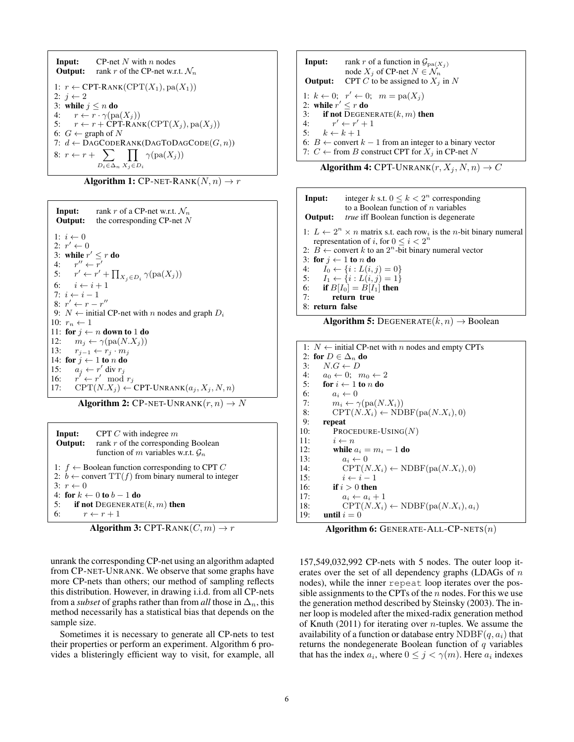```
Input:   CP-net N with n nodes
Output:  rank r of the CP-net w.r.t. 𝒩_n

1: r ← CPT-RANK(CPT(X_1), pa(X_1))
2: j ← 2
3: while j ≤ n do
4:     r ← r · γ(pa(X_j))
5:     r ← r + CPT-RANK(CPT(X_j), pa(X_j))
6: G ← graph of N
7: d ← DAGCODERANK(DAGTODAGCODE(G, n))
8: r ← r + Σ_{D_i ∈ Δ_n} Π_{X_j ∈ D_i} γ(pa(X_j))
```

**Algorithm 1:** CP-NET-RANK$(N, n) \to r$

```
Input:   rank r of a CP-net w.r.t. 𝒩_n
Output:  the corresponding CP-net N

1: i ← 0
2: r' ← 0
3: while r' ≤ r do
4:     r'' ← r'
5:     r' ← r' + Π_{X_j ∈ D_i} γ(pa(X_j))
6:     i ← i + 1
7: i ← i − 1
8: r' ← r − r''
9: N ← initial CP-net with n nodes and graph D_i
10: r_n ← 1
11: for j ← n down to 1 do
12:     m_j ← γ(pa(N.X_j))
13:     r_{j−1} ← r_j · m_j
14: for j ← 1 to n do
15:     a_j ← r' div r_j
16:     r' ← r' mod r_j
17:     CPT(N.X_j) ← CPT-UNRANK(a_j, X_j, N, n)
```

**Algorithm 2:** CP-NET-UNRANK$(r, n) \to N$

```
Input:   CPT C with indegree m
Output:  rank r of the corresponding Boolean
         function of m variables w.r.t. 𝒢_n

1: f ← Boolean function corresponding to CPT C
2: b ← convert TT(f) from binary numeral to integer
3: r ← 0
4: for k ← 0 to b − 1 do
5:     if not DEGENERATE(k, m) then
6:         r ← r + 1
```

**Algorithm 3:** CPT-RANK$(C, m) \to r$

```
Input:   rank r of a function in 𝒢_{pa(X_j)}
         node X_j of CP-net N ∈ 𝒩_n
Output:  CPT C to be assigned to X_j in N

1: k ← 0;  r' ← 0;  m = pa(X_j)
2: while r' ≤ r do
3:     if not DEGENERATE(k, m) then
4:         r' ← r' + 1
5:     k ← k + 1
6: B ← convert k − 1 from an integer to a binary vector
7: C ← from B construct CPT for X_j in CP-net N
```

**Algorithm 4:** CPT-UNRANK$(r, X_j, N, n) \to C$

```
Input:   integer k s.t. 0 ≤ k < 2^n corresponding
         to a Boolean function of n variables
Output:  true iff Boolean function is degenerate

1: L ← 2^n × n matrix s.t. each row_i is the n-bit binary numeral
   representation of i, for 0 ≤ i < 2^n
2: B ← convert k to an 2^n-bit binary numeral vector
3: for j ← 1 to n do
4:     I_0 ← {i : L(i, j) = 0}
5:     I_1 ← {i : L(i, j) = 1}
6:     if B[I_0] = B[I_1] then
7:         return true
8: return false
```

**Algorithm 5:** DEGENERATE$(k, n) \to$ Boolean

```
1: N ← initial CP-net with n nodes and empty CPTs
2: for D ∈ Δ_n do
3:     N.G ← D
4:     a_0 ← 0;  m_0 ← 2
5:     for i ← 1 to n do
6:         a_i ← 0
7:         m_i ← γ(pa(N.X_i))
8:         CPT(N.X_i) ← NDBF(pa(N.X_i), 0)
9:     repeat
10:        PROCEDURE-USING(N)
11:        i ← n
12:        while a_i = m_i − 1 do
13:            a_i ← 0
14:            CPT(N.X_i) ← NDBF(pa(N.X_i), 0)
15:            i ← i − 1
16:        if i > 0 then
17:            a_i ← a_i + 1
18:            CPT(N.X_i) ← NDBF(pa(N.X_i), a_i)
19:    until i = 0
```

**Algorithm 6:** GENERATE-ALL-CP-NETS$(n)$

unrank the corresponding CP-net using an algorithm adapted from CP-NET-UNRANK. We observe that some graphs have more CP-nets than others; our method of sampling reflects this distribution. However, in drawing i.i.d. from all CP-nets from a *subset* of graphs rather than from *all* those in $\Delta_n$, this method necessarily has a statistical bias that depends on the sample size.

Sometimes it is necessary to generate all CP-nets to test their properties or perform an experiment. Algorithm 6 provides a blisteringly efficient way to visit, for example, all 157,549,032,992 CP-nets with 5 nodes. The outer loop iterates over the set of all dependency graphs (LDAGs of $n$ nodes), while the inner `repeat` loop iterates over the possible assignments to the CPTs of the $n$ nodes. For this we use the generation method described by Steinsky (2003). The inner loop is modeled after the mixed-radix generation method of Knuth (2011) for iterating over $n$-tuples. We assume the availability of a function or database entry $\mathrm{NDBF}(q, a_i)$ that returns the nondegenerate Boolean function of $q$ variables that has the index $a_i$, where $0 \leq j < \gamma(m)$. Here $a_i$ indexes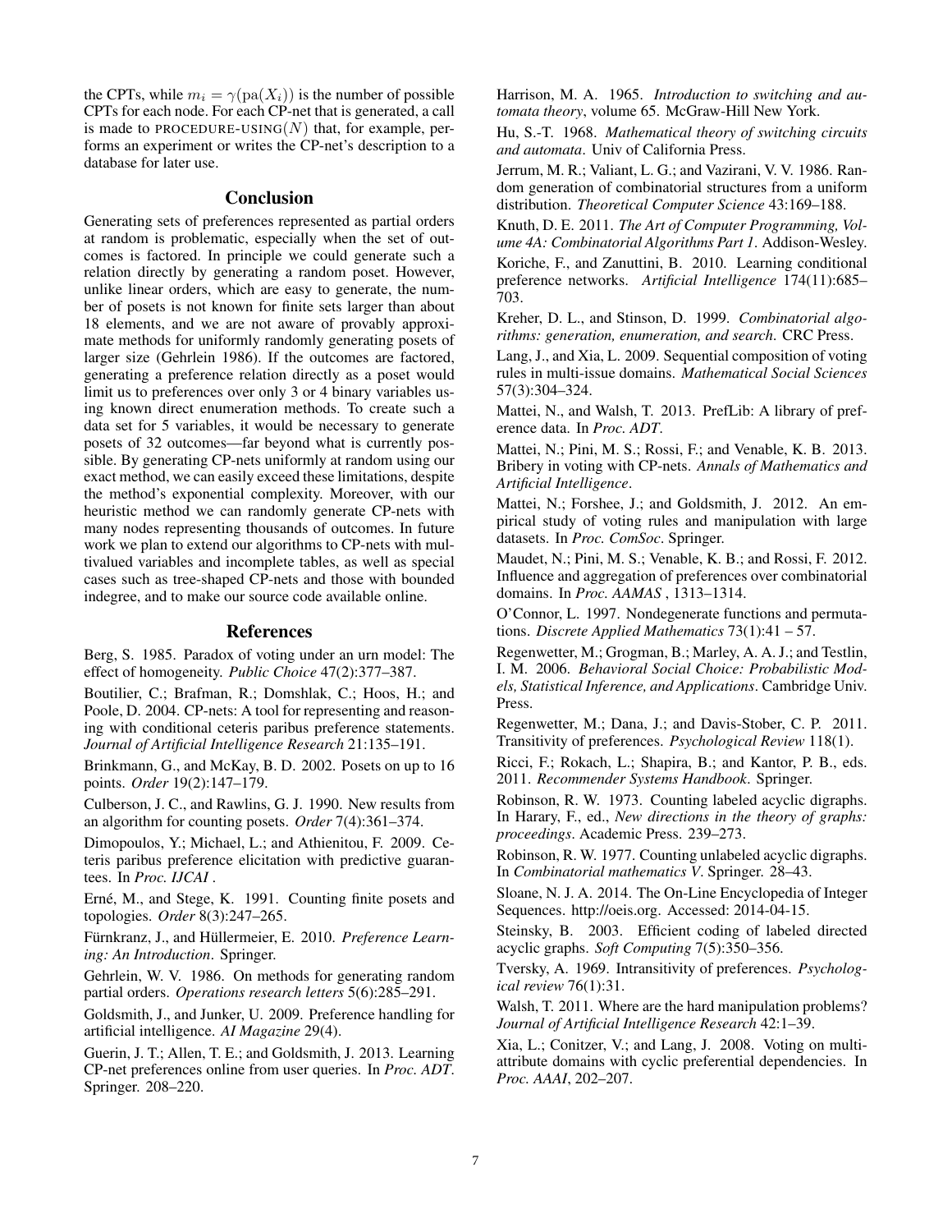the CPTs, while $m_i = \gamma(\text{pa}(X_i))$ is the number of possible CPTs for each node. For each CP-net that is generated, a call is made to PROCEDURE-USING($N$) that, for example, performs an experiment or writes the CP-net's description to a database for later use.

## Conclusion

Generating sets of preferences represented as partial orders at random is problematic, especially when the set of outcomes is factored. In principle we could generate such a relation directly by generating a random poset. However, unlike linear orders, which are easy to generate, the number of posets is not known for finite sets larger than about 18 elements, and we are not aware of provably approximate methods for uniformly randomly generating posets of larger size (Gehrlein 1986). If the outcomes are factored, generating a preference relation directly as a poset would limit us to preferences over only 3 or 4 binary variables using known direct enumeration methods. To create such a data set for 5 variables, it would be necessary to generate posets of 32 outcomes—far beyond what is currently possible. By generating CP-nets uniformly at random using our exact method, we can easily exceed these limitations, despite the method's exponential complexity. Moreover, with our heuristic method we can randomly generate CP-nets with many nodes representing thousands of outcomes. In future work we plan to extend our algorithms to CP-nets with multivalued variables and incomplete tables, as well as special cases such as tree-shaped CP-nets and those with bounded indegree, and to make our source code available online.

## References

Berg, S. 1985. Paradox of voting under an urn model: The effect of homogeneity. *Public Choice* 47(2):377–387.

Boutilier, C.; Brafman, R.; Domshlak, C.; Hoos, H.; and Poole, D. 2004. CP-nets: A tool for representing and reasoning with conditional ceteris paribus preference statements. *Journal of Artificial Intelligence Research* 21:135–191.

Brinkmann, G., and McKay, B. D. 2002. Posets on up to 16 points. *Order* 19(2):147–179.

Culberson, J. C., and Rawlins, G. J. 1990. New results from an algorithm for counting posets. *Order* 7(4):361–374.

Dimopoulos, Y.; Michael, L.; and Athienitou, F. 2009. Ceteris paribus preference elicitation with predictive guarantees. In *Proc. IJCAI* .

Erné, M., and Stege, K. 1991. Counting finite posets and topologies. *Order* 8(3):247–265.

Fürnkranz, J., and Hüllermeier, E. 2010. *Preference Learning: An Introduction*. Springer.

Gehrlein, W. V. 1986. On methods for generating random partial orders. *Operations research letters* 5(6):285–291.

Goldsmith, J., and Junker, U. 2009. Preference handling for artificial intelligence. *AI Magazine* 29(4).

Guerin, J. T.; Allen, T. E.; and Goldsmith, J. 2013. Learning CP-net preferences online from user queries. In *Proc. ADT*. Springer. 208–220.

Harrison, M. A. 1965. *Introduction to switching and automata theory*, volume 65. McGraw-Hill New York.

Hu, S.-T. 1968. *Mathematical theory of switching circuits and automata*. Univ of California Press.

Jerrum, M. R.; Valiant, L. G.; and Vazirani, V. V. 1986. Random generation of combinatorial structures from a uniform distribution. *Theoretical Computer Science* 43:169–188.

Knuth, D. E. 2011. *The Art of Computer Programming, Volume 4A: Combinatorial Algorithms Part 1*. Addison-Wesley.

Koriche, F., and Zanuttini, B. 2010. Learning conditional preference networks. *Artificial Intelligence* 174(11):685–703.

Kreher, D. L., and Stinson, D. 1999. *Combinatorial algorithms: generation, enumeration, and search*. CRC Press.

Lang, J., and Xia, L. 2009. Sequential composition of voting rules in multi-issue domains. *Mathematical Social Sciences* 57(3):304–324.

Mattei, N., and Walsh, T. 2013. PrefLib: A library of preference data. In *Proc. ADT*.

Mattei, N.; Pini, M. S.; Rossi, F.; and Venable, K. B. 2013. Bribery in voting with CP-nets. *Annals of Mathematics and Artificial Intelligence*.

Mattei, N.; Forshee, J.; and Goldsmith, J. 2012. An empirical study of voting rules and manipulation with large datasets. In *Proc. ComSoc*. Springer.

Maudet, N.; Pini, M. S.; Venable, K. B.; and Rossi, F. 2012. Influence and aggregation of preferences over combinatorial domains. In *Proc. AAMAS* , 1313–1314.

O'Connor, L. 1997. Nondegenerate functions and permutations. *Discrete Applied Mathematics* 73(1):41 – 57.

Regenwetter, M.; Grogman, B.; Marley, A. A. J.; and Testlin, I. M. 2006. *Behavioral Social Choice: Probabilistic Models, Statistical Inference, and Applications*. Cambridge Univ. Press.

Regenwetter, M.; Dana, J.; and Davis-Stober, C. P. 2011. Transitivity of preferences. *Psychological Review* 118(1).

Ricci, F.; Rokach, L.; Shapira, B.; and Kantor, P. B., eds. 2011. *Recommender Systems Handbook*. Springer.

Robinson, R. W. 1973. Counting labeled acyclic digraphs. In Harary, F., ed., *New directions in the theory of graphs: proceedings*. Academic Press. 239–273.

Robinson, R. W. 1977. Counting unlabeled acyclic digraphs. In *Combinatorial mathematics V*. Springer. 28–43.

Sloane, N. J. A. 2014. The On-Line Encyclopedia of Integer Sequences. http://oeis.org. Accessed: 2014-04-15.

Steinsky, B. 2003. Efficient coding of labeled directed acyclic graphs. *Soft Computing* 7(5):350–356.

Tversky, A. 1969. Intransitivity of preferences. *Psychological review* 76(1):31.

Walsh, T. 2011. Where are the hard manipulation problems? *Journal of Artificial Intelligence Research* 42:1–39.

Xia, L.; Conitzer, V.; and Lang, J. 2008. Voting on multiattribute domains with cyclic preferential dependencies. In *Proc. AAAI*, 202–207.